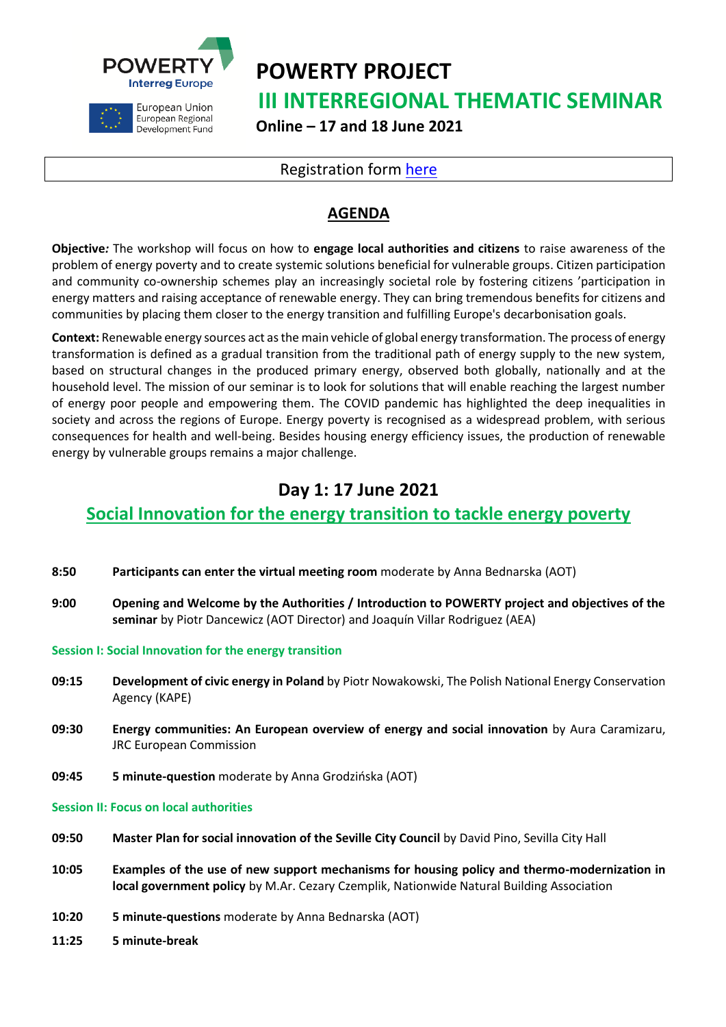POWERTY
Interreg Europe

European Union
European Regional
Development Fund

# POWERTY PROJECT

# III INTERREGIONAL THEMATIC SEMINAR

**Online – 17 and 18 June 2021**

Registration form [here]

## AGENDA

**Objective:** The workshop will focus on how to **engage local authorities and citizens** to raise awareness of the problem of energy poverty and to create systemic solutions beneficial for vulnerable groups. Citizen participation and community co-ownership schemes play an increasingly societal role by fostering citizens 'participation in energy matters and raising acceptance of renewable energy. They can bring tremendous benefits for citizens and communities by placing them closer to the energy transition and fulfilling Europe's decarbonisation goals.

**Context:** Renewable energy sources act as the main vehicle of global energy transformation. The process of energy transformation is defined as a gradual transition from the traditional path of energy supply to the new system, based on structural changes in the produced primary energy, observed both globally, nationally and at the household level. The mission of our seminar is to look for solutions that will enable reaching the largest number of energy poor people and empowering them. The COVID pandemic has highlighted the deep inequalities in society and across the regions of Europe. Energy poverty is recognised as a widespread problem, with serious consequences for health and well-being. Besides housing energy efficiency issues, the production of renewable energy by vulnerable groups remains a major challenge.

## Day 1: 17 June 2021

## Social Innovation for the energy transition to tackle energy poverty

**8:50** **Participants can enter the virtual meeting room** moderate by Anna Bednarska (AOT)

**9:00** **Opening and Welcome by the Authorities / Introduction to POWERTY project and objectives of the seminar** by Piotr Dancewicz (AOT Director) and Joaquín Villar Rodriguez (AEA)

### Session I: Social Innovation for the energy transition

**09:15** **Development of civic energy in Poland** by Piotr Nowakowski, The Polish National Energy Conservation Agency (KAPE)

**09:30** **Energy communities: An European overview of energy and social innovation** by Aura Caramizaru, JRC European Commission

**09:45** **5 minute-question** moderate by Anna Grodzińska (AOT)

### Session II: Focus on local authorities

**09:50** **Master Plan for social innovation of the Seville City Council** by David Pino, Sevilla City Hall

**10:05** **Examples of the use of new support mechanisms for housing policy and thermo-modernization in local government policy** by M.Ar. Cezary Czemplik, Nationwide Natural Building Association

**10:20** **5 minute-questions** moderate by Anna Bednarska (AOT)

**11:25** **5 minute-break**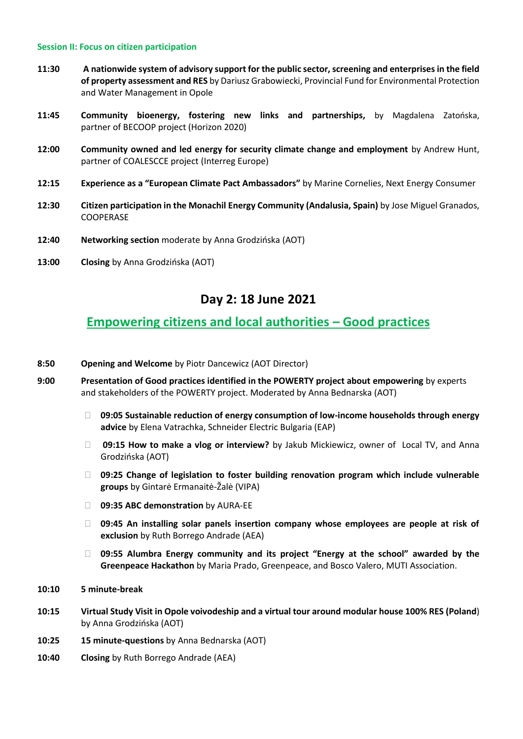**Session II: Focus on citizen participation**

**11:30** **A nationwide system of advisory support for the public sector, screening and enterprises in the field of property assessment and RES** by Dariusz Grabowiecki, Provincial Fund for Environmental Protection and Water Management in Opole

**11:45** **Community bioenergy, fostering new links and partnerships,** by Magdalena Zatońska, partner of BECOOP project (Horizon 2020)

**12:00** **Community owned and led energy for security climate change and employment** by Andrew Hunt, partner of COALESCCE project (Interreg Europe)

**12:15** **Experience as a "European Climate Pact Ambassadors"** by Marine Cornelies, Next Energy Consumer

**12:30** **Citizen participation in the Monachil Energy Community (Andalusia, Spain)** by Jose Miguel Granados, COOPERASE

**12:40** **Networking section** moderate by Anna Grodzińska (AOT)

**13:00** **Closing** by Anna Grodzińska (AOT)

## Day 2: 18 June 2021

## Empowering citizens and local authorities – Good practices

**8:50** **Opening and Welcome** by Piotr Dancewicz (AOT Director)

**9:00** **Presentation of Good practices identified in the POWERTY project about empowering** by experts and stakeholders of the POWERTY project. Moderated by Anna Bednarska (AOT)

- **09:05 Sustainable reduction of energy consumption of low-income households through energy advice** by Elena Vatrachka, Schneider Electric Bulgaria (EAP)
- **09:15 How to make a vlog or interview?** by Jakub Mickiewicz, owner of Local TV, and Anna Grodzińska (AOT)
- **09:25 Change of legislation to foster building renovation program which include vulnerable groups** by Gintarė Ermanaitė-Žalė (VIPA)
- **09:35 ABC demonstration** by AURA-EE
- **09:45 An installing solar panels insertion company whose employees are people at risk of exclusion** by Ruth Borrego Andrade (AEA)
- **09:55 Alumbra Energy community and its project "Energy at the school" awarded by the Greenpeace Hackathon** by Maria Prado, Greenpeace, and Bosco Valero, MUTI Association.

**10:10** **5 minute-break**

**10:15** **Virtual Study Visit in Opole voivodeship and a virtual tour around modular house 100% RES (Poland)** by Anna Grodzińska (AOT)

**10:25** **15 minute-questions** by Anna Bednarska (AOT)

**10:40** **Closing** by Ruth Borrego Andrade (AEA)